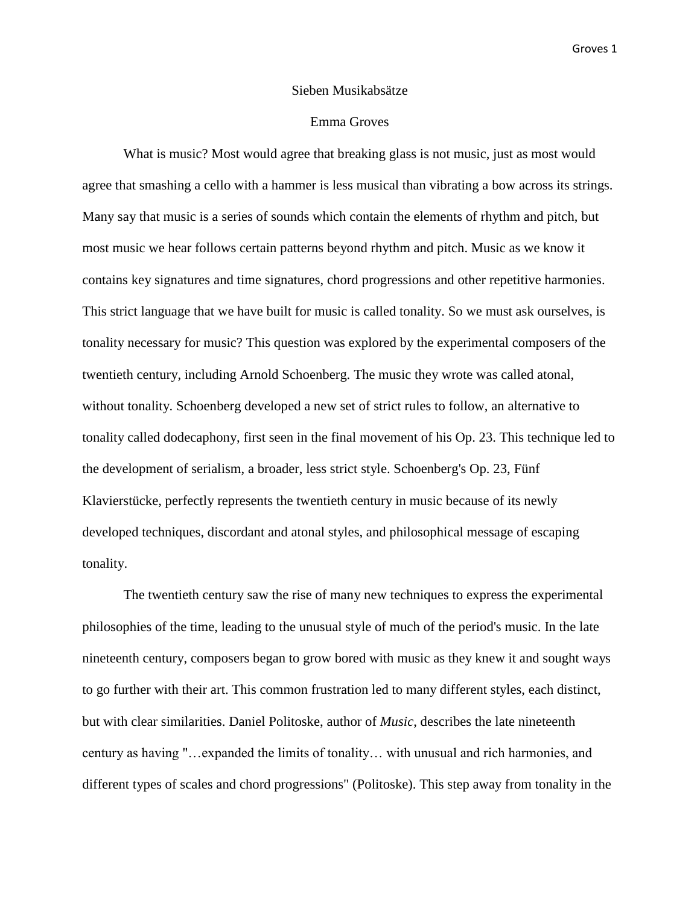# Sieben Musikabsätze

Emma Groves

What is music? Most would agree that breaking glass is not music, just as most would agree that smashing a cello with a hammer is less musical than vibrating a bow across its strings. Many say that music is a series of sounds which contain the elements of rhythm and pitch, but most music we hear follows certain patterns beyond rhythm and pitch. Music as we know it contains key signatures and time signatures, chord progressions and other repetitive harmonies. This strict language that we have built for music is called tonality. So we must ask ourselves, is tonality necessary for music? This question was explored by the experimental composers of the twentieth century, including Arnold Schoenberg. The music they wrote was called atonal, without tonality. Schoenberg developed a new set of strict rules to follow, an alternative to tonality called dodecaphony, first seen in the final movement of his Op. 23. This technique led to the development of serialism, a broader, less strict style. Schoenberg's Op. 23, Fünf Klavierstücke, perfectly represents the twentieth century in music because of its newly developed techniques, discordant and atonal styles, and philosophical message of escaping tonality.

The twentieth century saw the rise of many new techniques to express the experimental philosophies of the time, leading to the unusual style of much of the period's music. In the late nineteenth century, composers began to grow bored with music as they knew it and sought ways to go further with their art. This common frustration led to many different styles, each distinct, but with clear similarities. Daniel Politoske, author of *Music*, describes the late nineteenth century as having "…expanded the limits of tonality… with unusual and rich harmonies, and different types of scales and chord progressions" (Politoske). This step away from tonality in the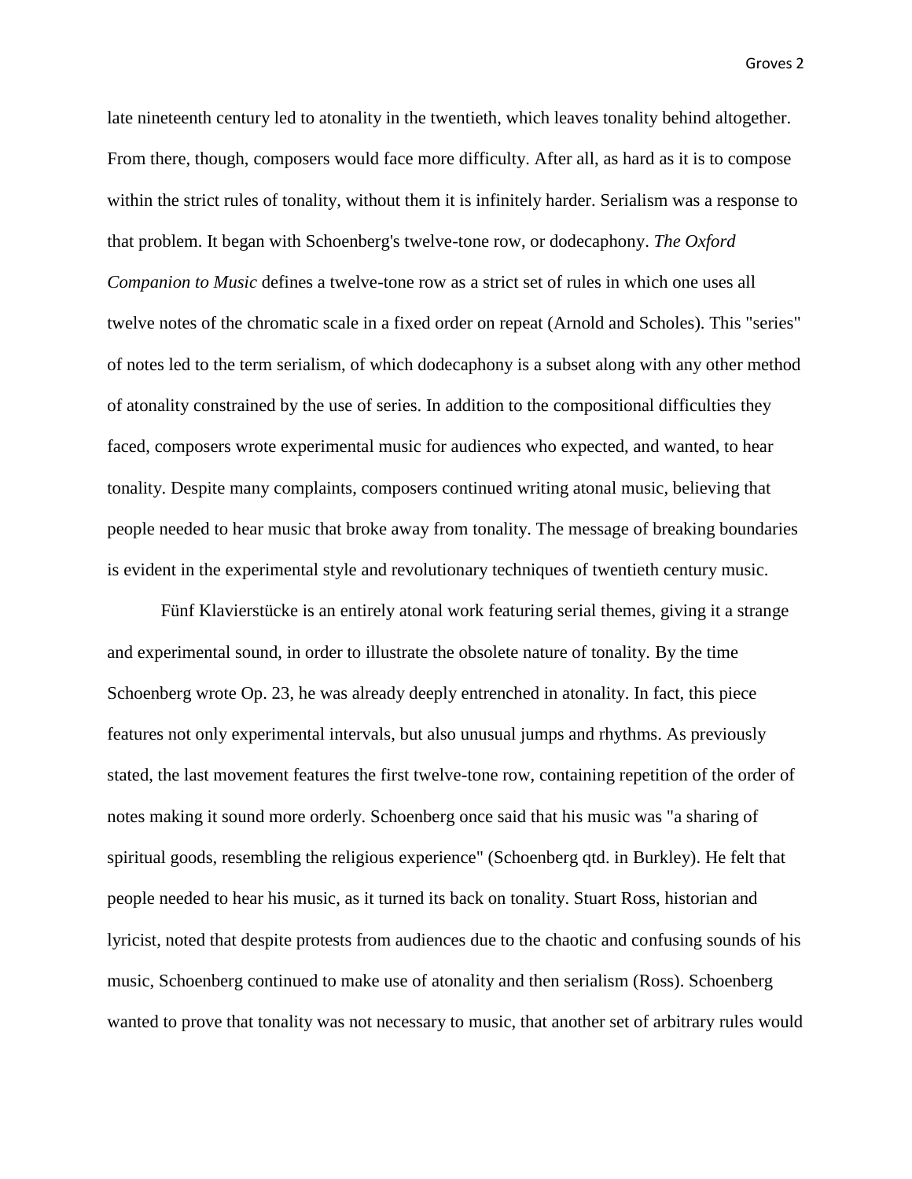late nineteenth century led to atonality in the twentieth, which leaves tonality behind altogether. From there, though, composers would face more difficulty. After all, as hard as it is to compose within the strict rules of tonality, without them it is infinitely harder. Serialism was a response to that problem. It began with Schoenberg's twelve-tone row, or dodecaphony. *The Oxford Companion to Music* defines a twelve-tone row as a strict set of rules in which one uses all twelve notes of the chromatic scale in a fixed order on repeat (Arnold and Scholes). This "series" of notes led to the term serialism, of which dodecaphony is a subset along with any other method of atonality constrained by the use of series. In addition to the compositional difficulties they faced, composers wrote experimental music for audiences who expected, and wanted, to hear tonality. Despite many complaints, composers continued writing atonal music, believing that people needed to hear music that broke away from tonality. The message of breaking boundaries is evident in the experimental style and revolutionary techniques of twentieth century music.

Fünf Klavierstücke is an entirely atonal work featuring serial themes, giving it a strange and experimental sound, in order to illustrate the obsolete nature of tonality. By the time Schoenberg wrote Op. 23, he was already deeply entrenched in atonality. In fact, this piece features not only experimental intervals, but also unusual jumps and rhythms. As previously stated, the last movement features the first twelve-tone row, containing repetition of the order of notes making it sound more orderly. Schoenberg once said that his music was "a sharing of spiritual goods, resembling the religious experience" (Schoenberg qtd. in Burkley). He felt that people needed to hear his music, as it turned its back on tonality. Stuart Ross, historian and lyricist, noted that despite protests from audiences due to the chaotic and confusing sounds of his music, Schoenberg continued to make use of atonality and then serialism (Ross). Schoenberg wanted to prove that tonality was not necessary to music, that another set of arbitrary rules would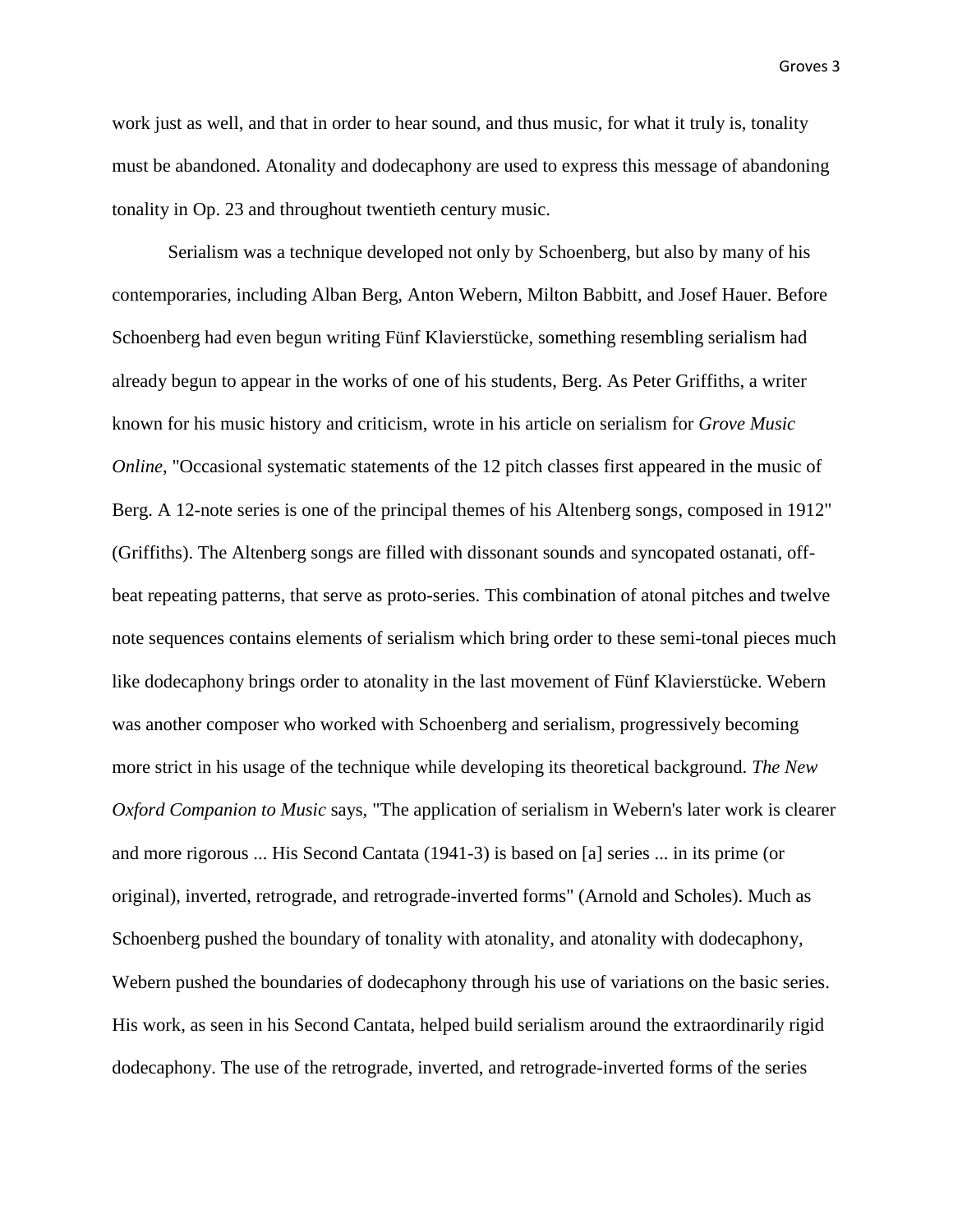work just as well, and that in order to hear sound, and thus music, for what it truly is, tonality must be abandoned. Atonality and dodecaphony are used to express this message of abandoning tonality in Op. 23 and throughout twentieth century music.

Serialism was a technique developed not only by Schoenberg, but also by many of his contemporaries, including Alban Berg, Anton Webern, Milton Babbitt, and Josef Hauer. Before Schoenberg had even begun writing Fünf Klavierstücke, something resembling serialism had already begun to appear in the works of one of his students, Berg. As Peter Griffiths, a writer known for his music history and criticism, wrote in his article on serialism for *Grove Music Online*, "Occasional systematic statements of the 12 pitch classes first appeared in the music of Berg. A 12-note series is one of the principal themes of his Altenberg songs, composed in 1912" (Griffiths). The Altenberg songs are filled with dissonant sounds and syncopated ostanati, off-beat repeating patterns, that serve as proto-series. This combination of atonal pitches and twelve note sequences contains elements of serialism which bring order to these semi-tonal pieces much like dodecaphony brings order to atonality in the last movement of Fünf Klavierstücke. Webern was another composer who worked with Schoenberg and serialism, progressively becoming more strict in his usage of the technique while developing its theoretical background. *The New Oxford Companion to Music* says, "The application of serialism in Webern's later work is clearer and more rigorous ... His Second Cantata (1941-3) is based on [a] series ... in its prime (or original), inverted, retrograde, and retrograde-inverted forms" (Arnold and Scholes). Much as Schoenberg pushed the boundary of tonality with atonality, and atonality with dodecaphony, Webern pushed the boundaries of dodecaphony through his use of variations on the basic series. His work, as seen in his Second Cantata, helped build serialism around the extraordinarily rigid dodecaphony. The use of the retrograde, inverted, and retrograde-inverted forms of the series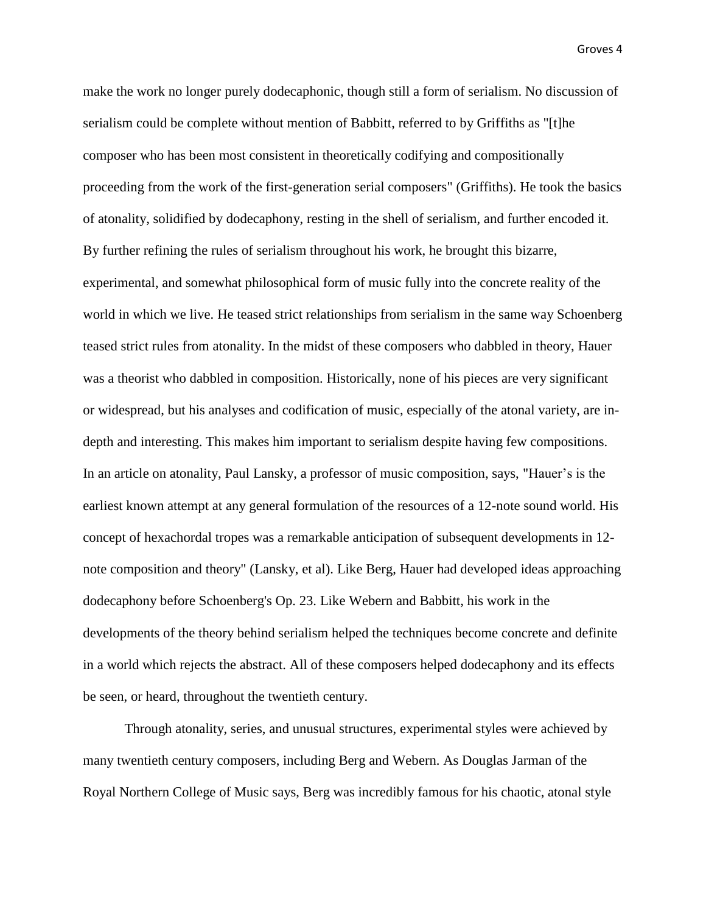make the work no longer purely dodecaphonic, though still a form of serialism. No discussion of serialism could be complete without mention of Babbitt, referred to by Griffiths as "[t]he composer who has been most consistent in theoretically codifying and compositionally proceeding from the work of the first-generation serial composers" (Griffiths). He took the basics of atonality, solidified by dodecaphony, resting in the shell of serialism, and further encoded it. By further refining the rules of serialism throughout his work, he brought this bizarre, experimental, and somewhat philosophical form of music fully into the concrete reality of the world in which we live. He teased strict relationships from serialism in the same way Schoenberg teased strict rules from atonality. In the midst of these composers who dabbled in theory, Hauer was a theorist who dabbled in composition. Historically, none of his pieces are very significant or widespread, but his analyses and codification of music, especially of the atonal variety, are in-depth and interesting. This makes him important to serialism despite having few compositions. In an article on atonality, Paul Lansky, a professor of music composition, says, "Hauer's is the earliest known attempt at any general formulation of the resources of a 12-note sound world. His concept of hexachordal tropes was a remarkable anticipation of subsequent developments in 12-note composition and theory" (Lansky, et al). Like Berg, Hauer had developed ideas approaching dodecaphony before Schoenberg's Op. 23. Like Webern and Babbitt, his work in the developments of the theory behind serialism helped the techniques become concrete and definite in a world which rejects the abstract. All of these composers helped dodecaphony and its effects be seen, or heard, throughout the twentieth century.

Through atonality, series, and unusual structures, experimental styles were achieved by many twentieth century composers, including Berg and Webern. As Douglas Jarman of the Royal Northern College of Music says, Berg was incredibly famous for his chaotic, atonal style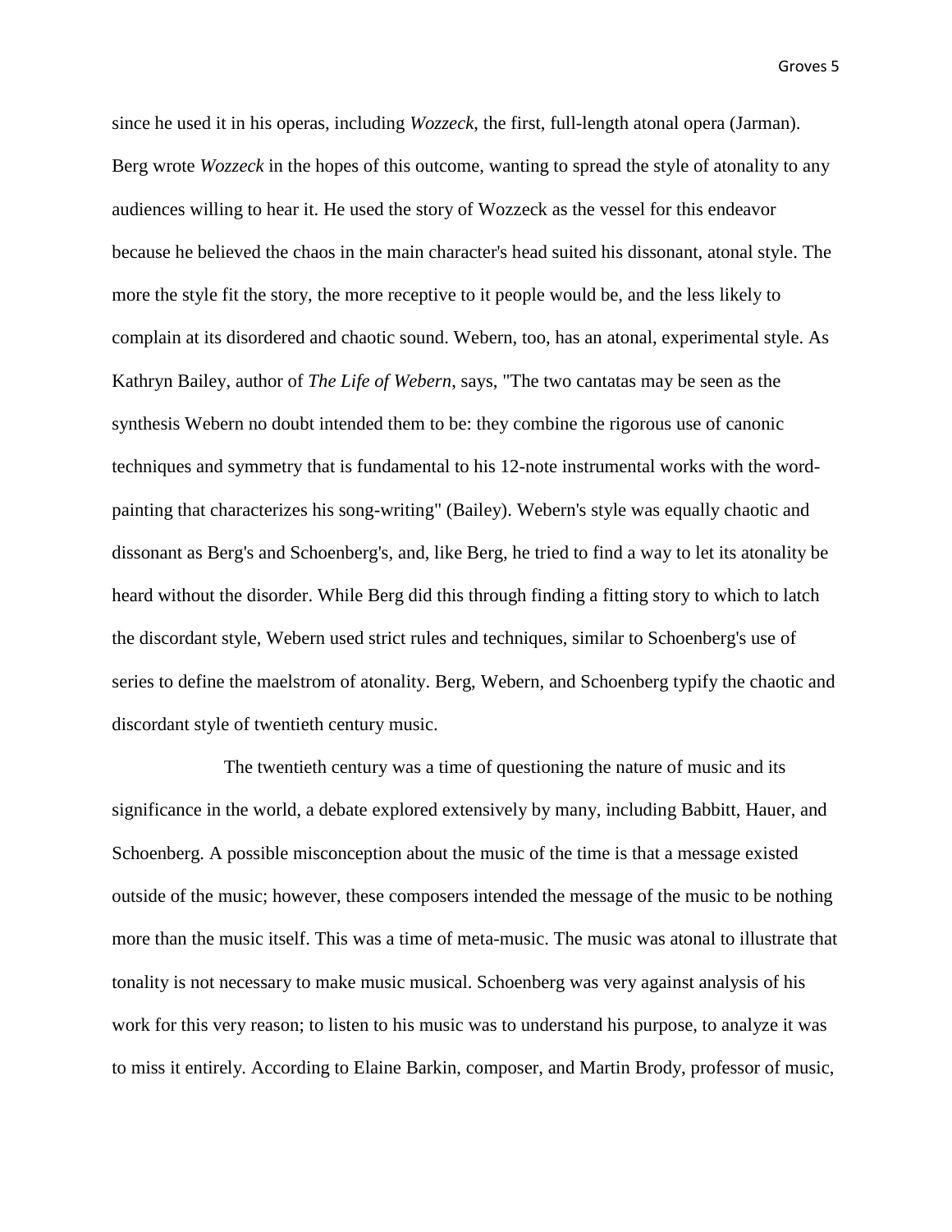since he used it in his operas, including *Wozzeck*, the first, full-length atonal opera (Jarman). Berg wrote *Wozzeck* in the hopes of this outcome, wanting to spread the style of atonality to any audiences willing to hear it. He used the story of Wozzeck as the vessel for this endeavor because he believed the chaos in the main character's head suited his dissonant, atonal style. The more the style fit the story, the more receptive to it people would be, and the less likely to complain at its disordered and chaotic sound. Webern, too, has an atonal, experimental style. As Kathryn Bailey, author of *The Life of Webern*, says, "The two cantatas may be seen as the synthesis Webern no doubt intended them to be: they combine the rigorous use of canonic techniques and symmetry that is fundamental to his 12-note instrumental works with the word-painting that characterizes his song-writing" (Bailey). Webern's style was equally chaotic and dissonant as Berg's and Schoenberg's, and, like Berg, he tried to find a way to let its atonality be heard without the disorder. While Berg did this through finding a fitting story to which to latch the discordant style, Webern used strict rules and techniques, similar to Schoenberg's use of series to define the maelstrom of atonality. Berg, Webern, and Schoenberg typify the chaotic and discordant style of twentieth century music.

The twentieth century was a time of questioning the nature of music and its significance in the world, a debate explored extensively by many, including Babbitt, Hauer, and Schoenberg. A possible misconception about the music of the time is that a message existed outside of the music; however, these composers intended the message of the music to be nothing more than the music itself. This was a time of meta-music. The music was atonal to illustrate that tonality is not necessary to make music musical. Schoenberg was very against analysis of his work for this very reason; to listen to his music was to understand his purpose, to analyze it was to miss it entirely. According to Elaine Barkin, composer, and Martin Brody, professor of music,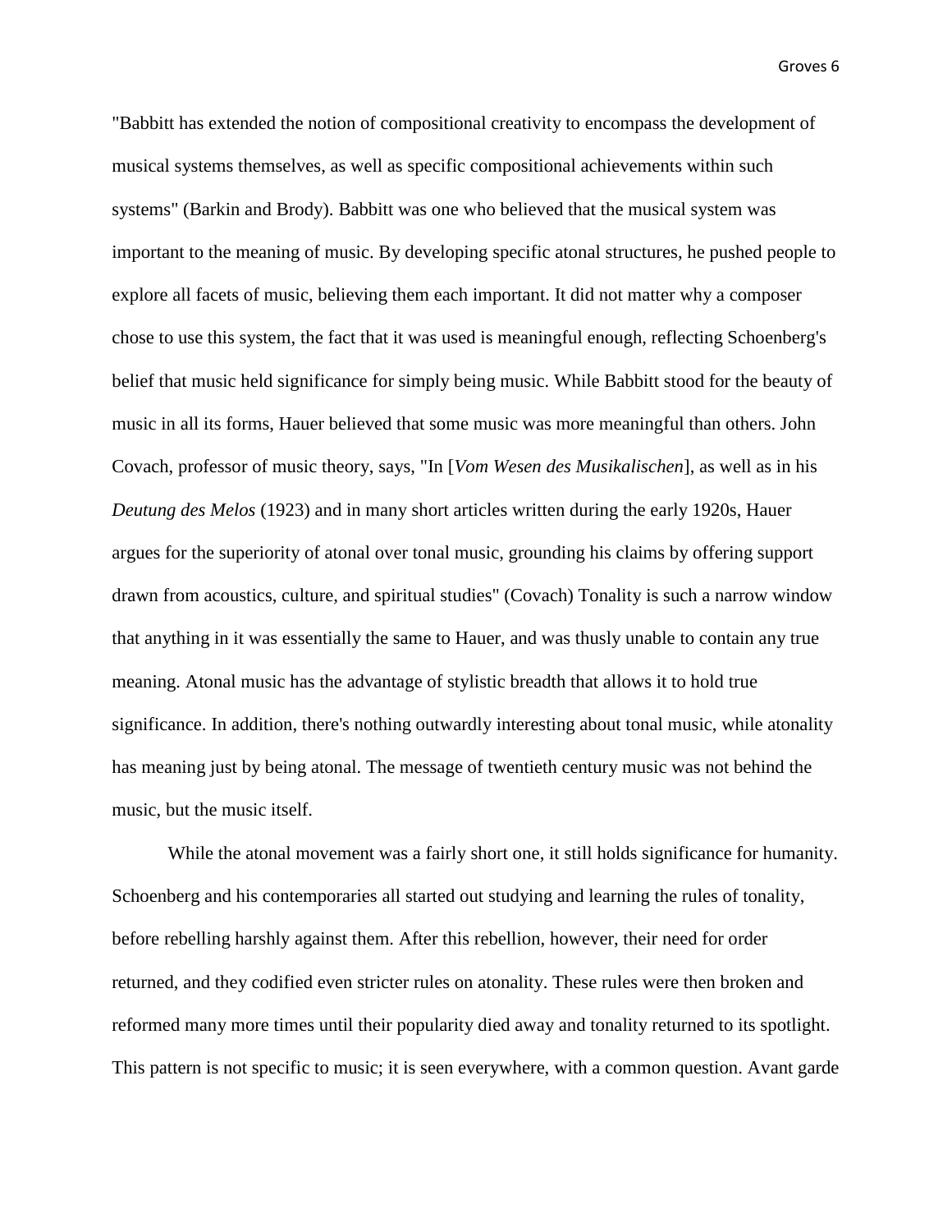"Babbitt has extended the notion of compositional creativity to encompass the development of musical systems themselves, as well as specific compositional achievements within such systems" (Barkin and Brody). Babbitt was one who believed that the musical system was important to the meaning of music. By developing specific atonal structures, he pushed people to explore all facets of music, believing them each important. It did not matter why a composer chose to use this system, the fact that it was used is meaningful enough, reflecting Schoenberg's belief that music held significance for simply being music. While Babbitt stood for the beauty of music in all its forms, Hauer believed that some music was more meaningful than others. John Covach, professor of music theory, says, "In [*Vom Wesen des Musikalischen*], as well as in his *Deutung des Melos* (1923) and in many short articles written during the early 1920s, Hauer argues for the superiority of atonal over tonal music, grounding his claims by offering support drawn from acoustics, culture, and spiritual studies" (Covach) Tonality is such a narrow window that anything in it was essentially the same to Hauer, and was thusly unable to contain any true meaning. Atonal music has the advantage of stylistic breadth that allows it to hold true significance. In addition, there's nothing outwardly interesting about tonal music, while atonality has meaning just by being atonal. The message of twentieth century music was not behind the music, but the music itself.

While the atonal movement was a fairly short one, it still holds significance for humanity. Schoenberg and his contemporaries all started out studying and learning the rules of tonality, before rebelling harshly against them. After this rebellion, however, their need for order returned, and they codified even stricter rules on atonality. These rules were then broken and reformed many more times until their popularity died away and tonality returned to its spotlight. This pattern is not specific to music; it is seen everywhere, with a common question. Avant garde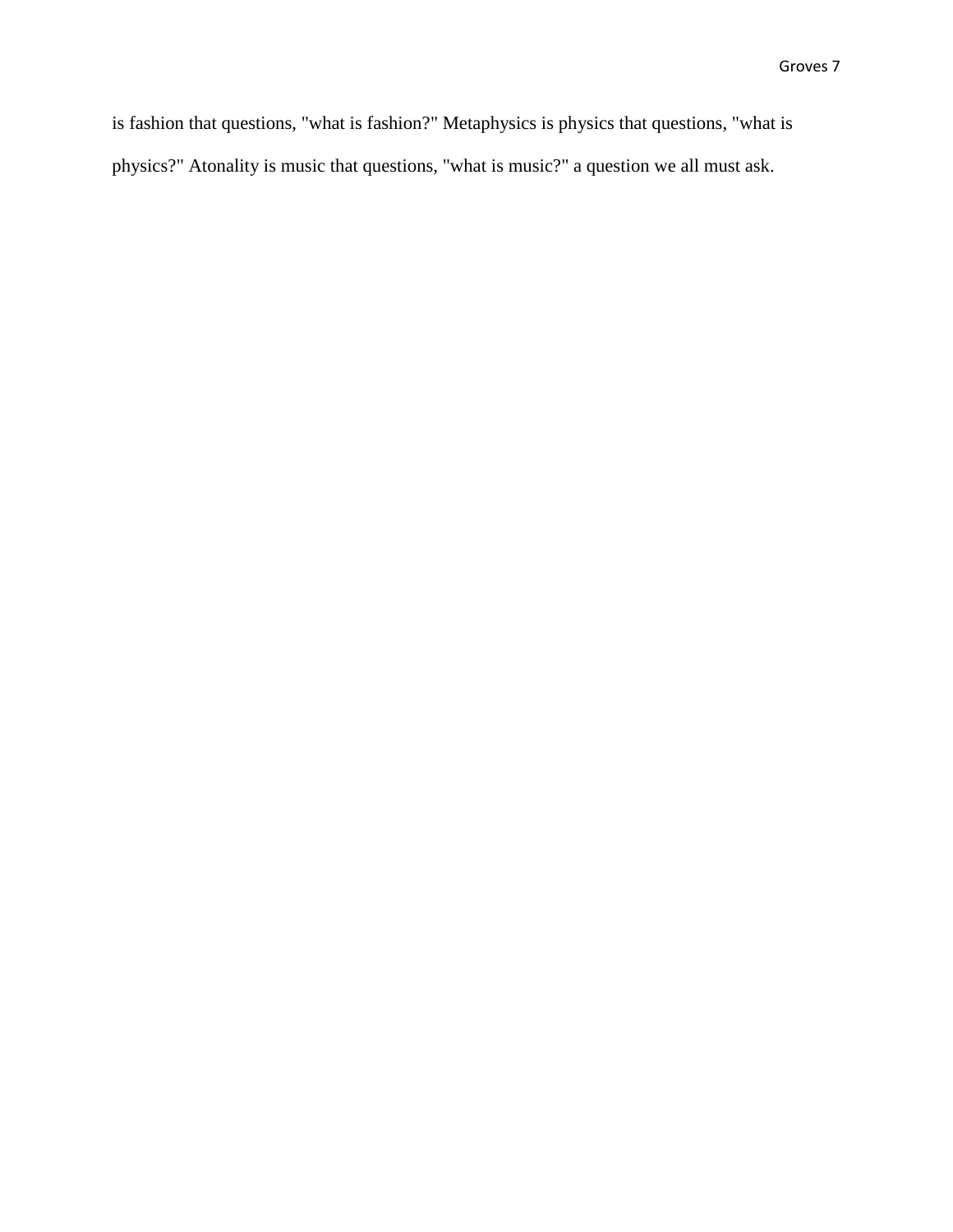is fashion that questions, "what is fashion?" Metaphysics is physics that questions, "what is physics?" Atonality is music that questions, "what is music?" a question we all must ask.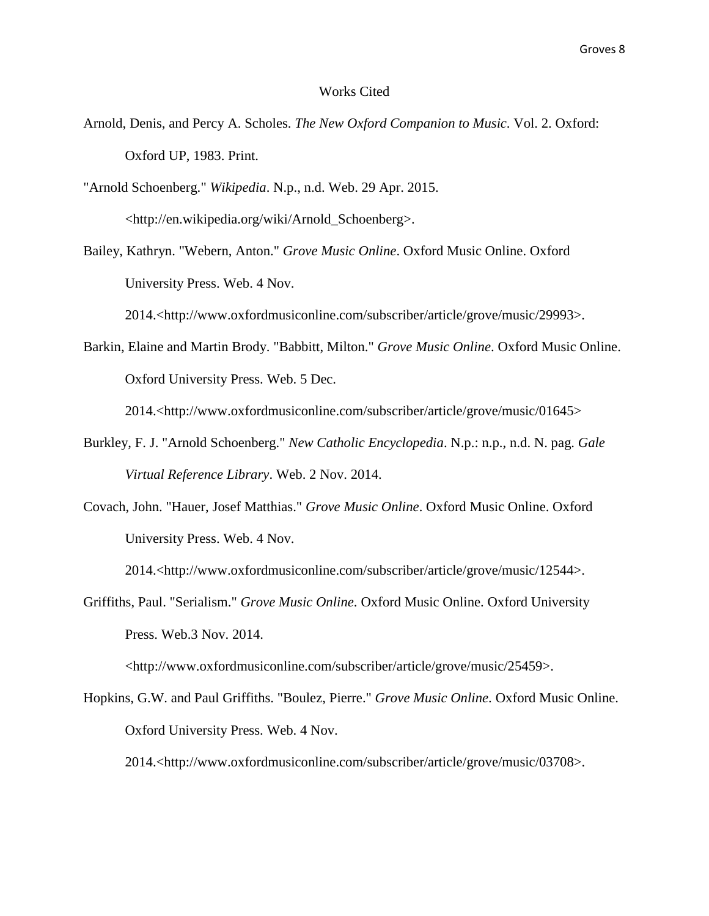# Works Cited

Arnold, Denis, and Percy A. Scholes. *The New Oxford Companion to Music*. Vol. 2. Oxford: Oxford UP, 1983. Print.

"Arnold Schoenberg." *Wikipedia*. N.p., n.d. Web. 29 Apr. 2015. <http://en.wikipedia.org/wiki/Arnold_Schoenberg>.

Bailey, Kathryn. "Webern, Anton." *Grove Music Online*. Oxford Music Online. Oxford University Press. Web. 4 Nov. 2014.<http://www.oxfordmusiconline.com/subscriber/article/grove/music/29993>.

Barkin, Elaine and Martin Brody. "Babbitt, Milton." *Grove Music Online*. Oxford Music Online. Oxford University Press. Web. 5 Dec. 2014.<http://www.oxfordmusiconline.com/subscriber/article/grove/music/01645>

Burkley, F. J. "Arnold Schoenberg." *New Catholic Encyclopedia*. N.p.: n.p., n.d. N. pag. *Gale Virtual Reference Library*. Web. 2 Nov. 2014.

Covach, John. "Hauer, Josef Matthias." *Grove Music Online*. Oxford Music Online. Oxford University Press. Web. 4 Nov. 2014.<http://www.oxfordmusiconline.com/subscriber/article/grove/music/12544>.

Griffiths, Paul. "Serialism." *Grove Music Online*. Oxford Music Online. Oxford University Press. Web.3 Nov. 2014. <http://www.oxfordmusiconline.com/subscriber/article/grove/music/25459>.

Hopkins, G.W. and Paul Griffiths. "Boulez, Pierre." *Grove Music Online*. Oxford Music Online. Oxford University Press. Web. 4 Nov. 2014.<http://www.oxfordmusiconline.com/subscriber/article/grove/music/03708>.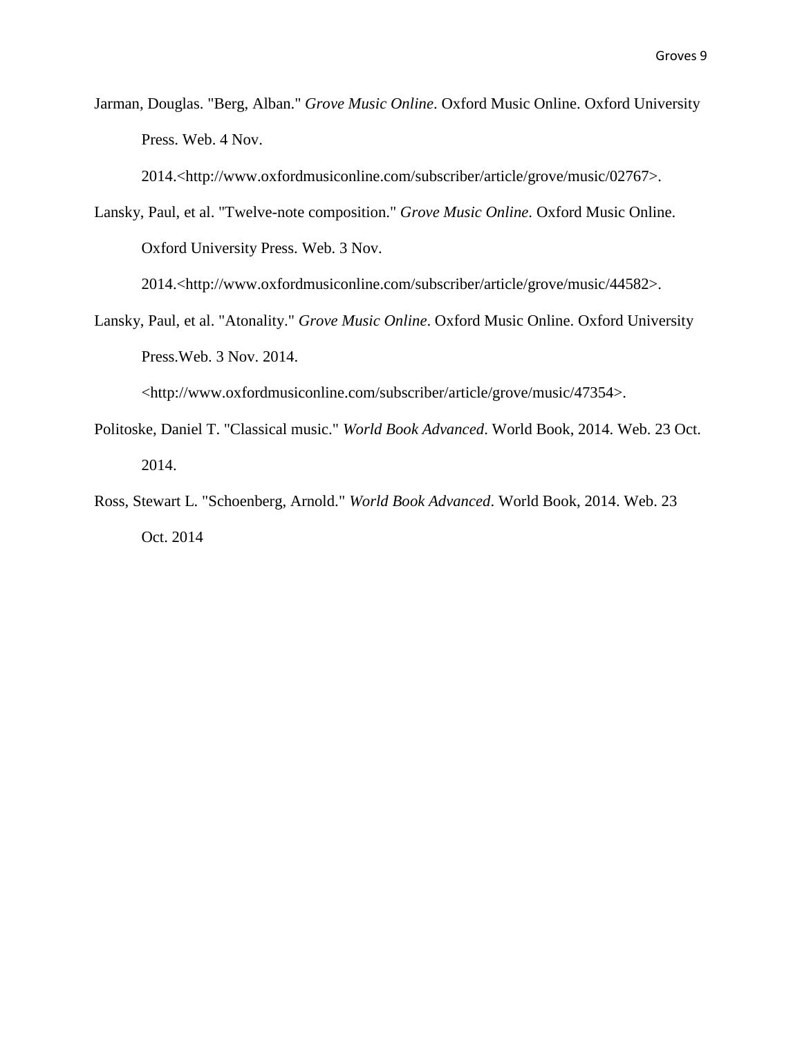Jarman, Douglas. "Berg, Alban." *Grove Music Online*. Oxford Music Online. Oxford University Press. Web. 4 Nov. 2014.<http://www.oxfordmusiconline.com/subscriber/article/grove/music/02767>.

Lansky, Paul, et al. "Twelve-note composition." *Grove Music Online*. Oxford Music Online. Oxford University Press. Web. 3 Nov. 2014.<http://www.oxfordmusiconline.com/subscriber/article/grove/music/44582>.

Lansky, Paul, et al. "Atonality." *Grove Music Online*. Oxford Music Online. Oxford University Press.Web. 3 Nov. 2014. <http://www.oxfordmusiconline.com/subscriber/article/grove/music/47354>.

Politoske, Daniel T. "Classical music." *World Book Advanced*. World Book, 2014. Web. 23 Oct. 2014.

Ross, Stewart L. "Schoenberg, Arnold." *World Book Advanced*. World Book, 2014. Web. 23 Oct. 2014